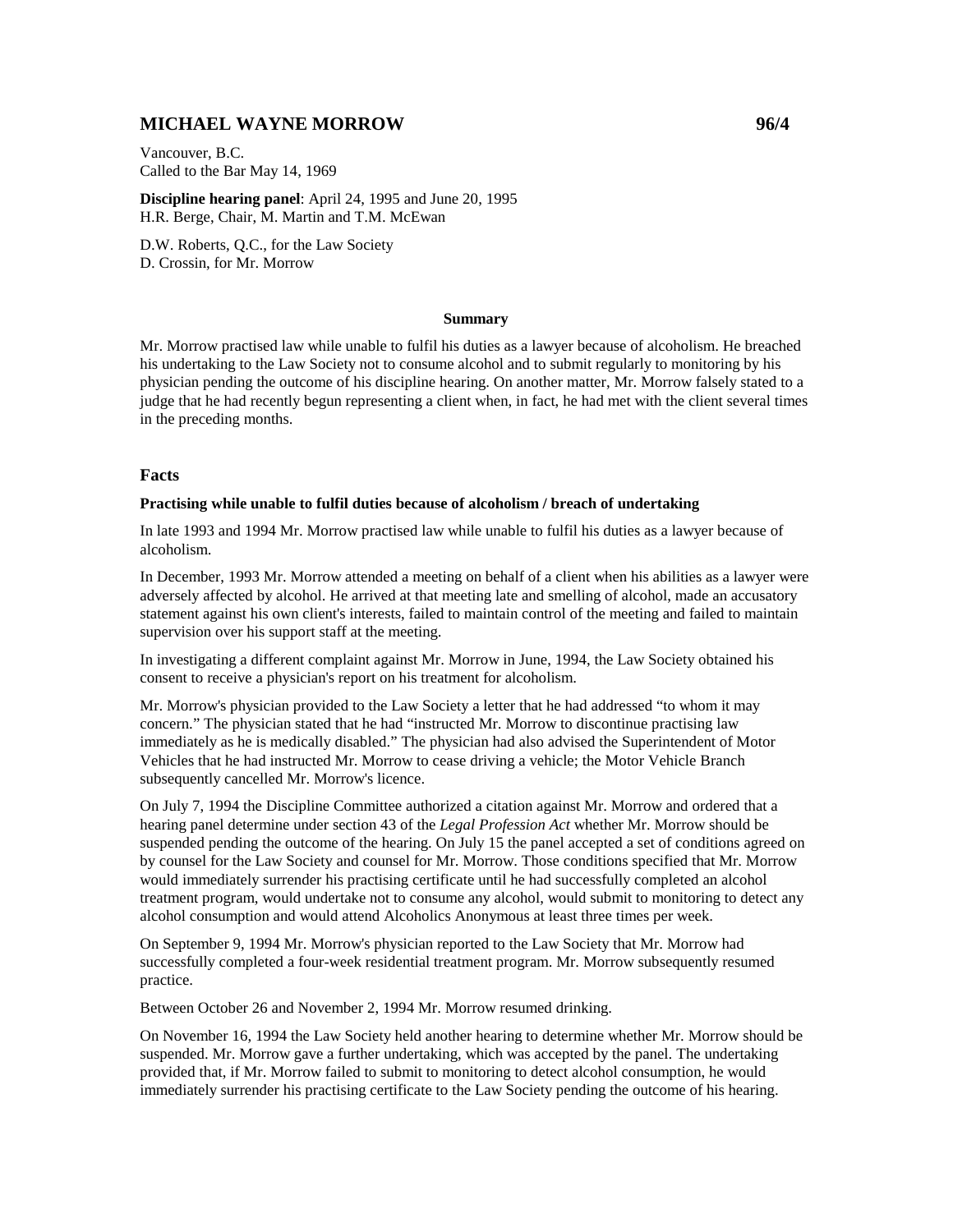# MICHAEL WAYNE MORROW 96/4

Vancouver, B.C.
Called to the Bar May 14, 1969

**Discipline hearing panel**: April 24, 1995 and June 20, 1995
H.R. Berge, Chair, M. Martin and T.M. McEwan

D.W. Roberts, Q.C., for the Law Society
D. Crossin, for Mr. Morrow

### Summary

Mr. Morrow practised law while unable to fulfil his duties as a lawyer because of alcoholism. He breached his undertaking to the Law Society not to consume alcohol and to submit regularly to monitoring by his physician pending the outcome of his discipline hearing. On another matter, Mr. Morrow falsely stated to a judge that he had recently begun representing a client when, in fact, he had met with the client several times in the preceding months.

## Facts

### Practising while unable to fulfil duties because of alcoholism / breach of undertaking

In late 1993 and 1994 Mr. Morrow practised law while unable to fulfil his duties as a lawyer because of alcoholism.

In December, 1993 Mr. Morrow attended a meeting on behalf of a client when his abilities as a lawyer were adversely affected by alcohol. He arrived at that meeting late and smelling of alcohol, made an accusatory statement against his own client's interests, failed to maintain control of the meeting and failed to maintain supervision over his support staff at the meeting.

In investigating a different complaint against Mr. Morrow in June, 1994, the Law Society obtained his consent to receive a physician's report on his treatment for alcoholism.

Mr. Morrow's physician provided to the Law Society a letter that he had addressed "to whom it may concern." The physician stated that he had "instructed Mr. Morrow to discontinue practising law immediately as he is medically disabled." The physician had also advised the Superintendent of Motor Vehicles that he had instructed Mr. Morrow to cease driving a vehicle; the Motor Vehicle Branch subsequently cancelled Mr. Morrow's licence.

On July 7, 1994 the Discipline Committee authorized a citation against Mr. Morrow and ordered that a hearing panel determine under section 43 of the *Legal Profession Act* whether Mr. Morrow should be suspended pending the outcome of the hearing. On July 15 the panel accepted a set of conditions agreed on by counsel for the Law Society and counsel for Mr. Morrow. Those conditions specified that Mr. Morrow would immediately surrender his practising certificate until he had successfully completed an alcohol treatment program, would undertake not to consume any alcohol, would submit to monitoring to detect any alcohol consumption and would attend Alcoholics Anonymous at least three times per week.

On September 9, 1994 Mr. Morrow's physician reported to the Law Society that Mr. Morrow had successfully completed a four-week residential treatment program. Mr. Morrow subsequently resumed practice.

Between October 26 and November 2, 1994 Mr. Morrow resumed drinking.

On November 16, 1994 the Law Society held another hearing to determine whether Mr. Morrow should be suspended. Mr. Morrow gave a further undertaking, which was accepted by the panel. The undertaking provided that, if Mr. Morrow failed to submit to monitoring to detect alcohol consumption, he would immediately surrender his practising certificate to the Law Society pending the outcome of his hearing.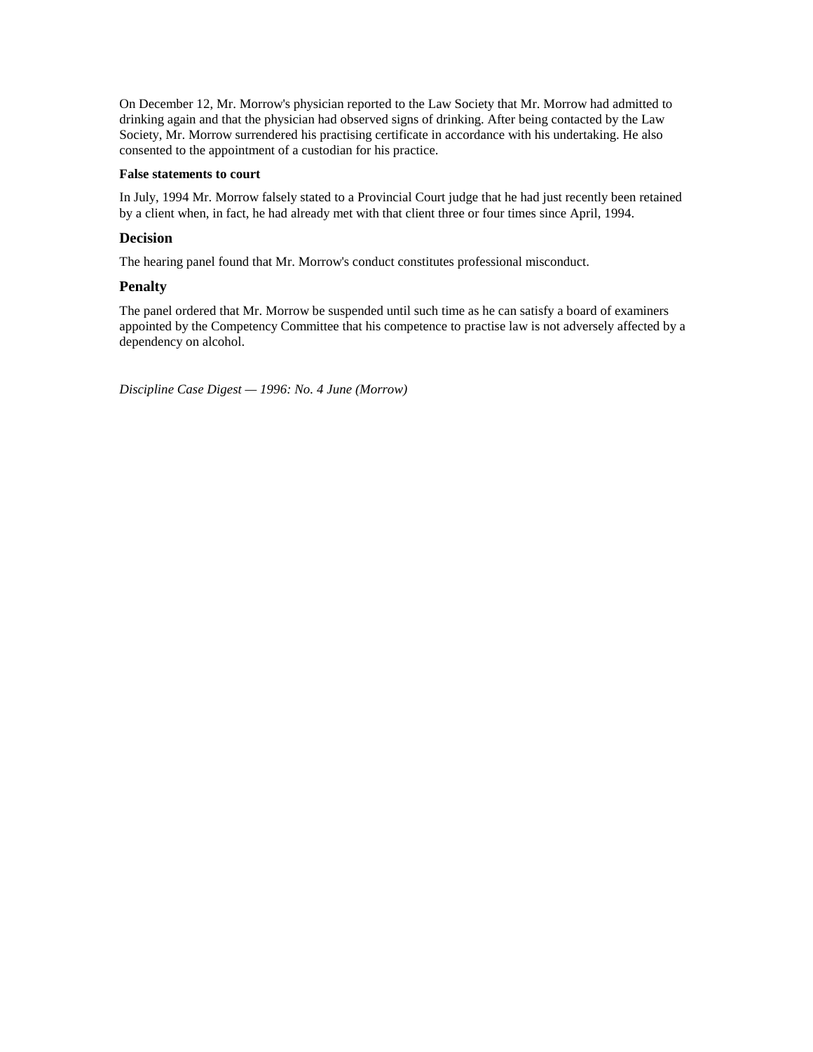On December 12, Mr. Morrow's physician reported to the Law Society that Mr. Morrow had admitted to drinking again and that the physician had observed signs of drinking. After being contacted by the Law Society, Mr. Morrow surrendered his practising certificate in accordance with his undertaking. He also consented to the appointment of a custodian for his practice.

**False statements to court**

In July, 1994 Mr. Morrow falsely stated to a Provincial Court judge that he had just recently been retained by a client when, in fact, he had already met with that client three or four times since April, 1994.

## Decision

The hearing panel found that Mr. Morrow's conduct constitutes professional misconduct.

## Penalty

The panel ordered that Mr. Morrow be suspended until such time as he can satisfy a board of examiners appointed by the Competency Committee that his competence to practise law is not adversely affected by a dependency on alcohol.

*Discipline Case Digest — 1996: No. 4 June (Morrow)*